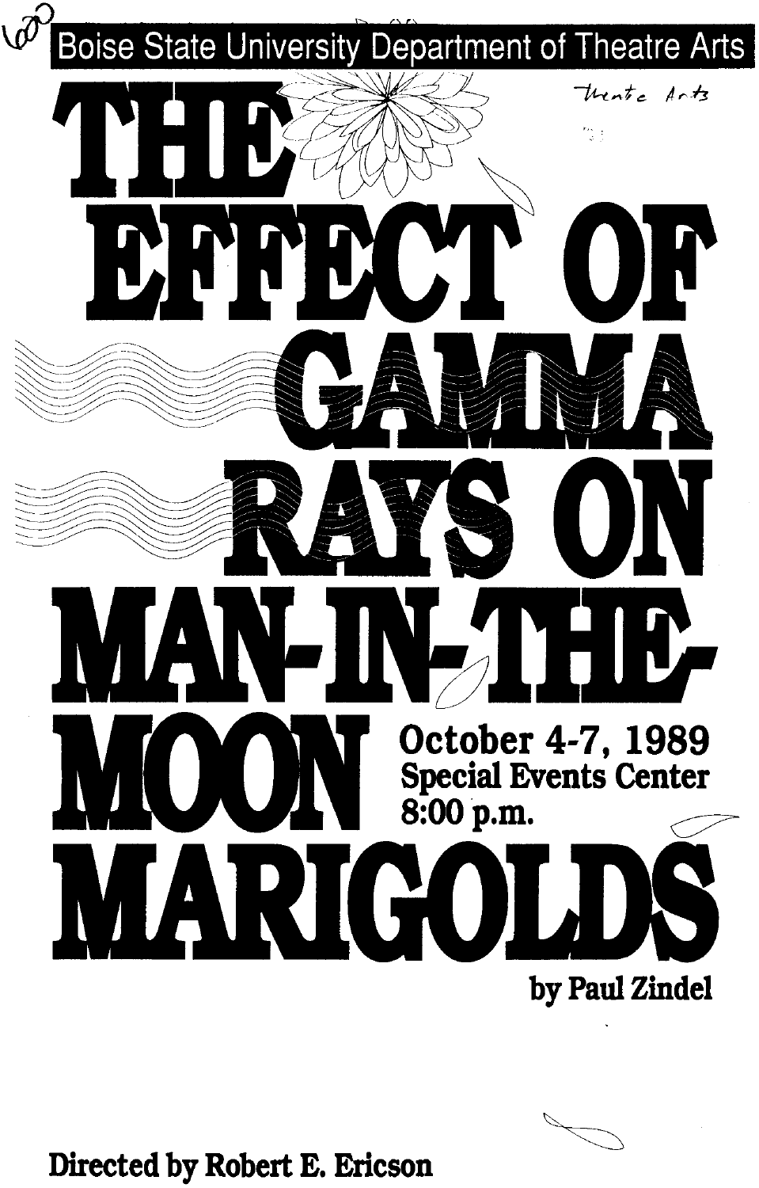Boise State University Department of Theatre Arts

# THE EFFECT OF GAMMA RAYS ON MAN-IN-THE-MOON MARIGOLDS

**October 4-7, 1989**
**Special Events Center**
**8:00 p.m.**

**by Paul Zindel**

**Directed by Robert E. Ericson**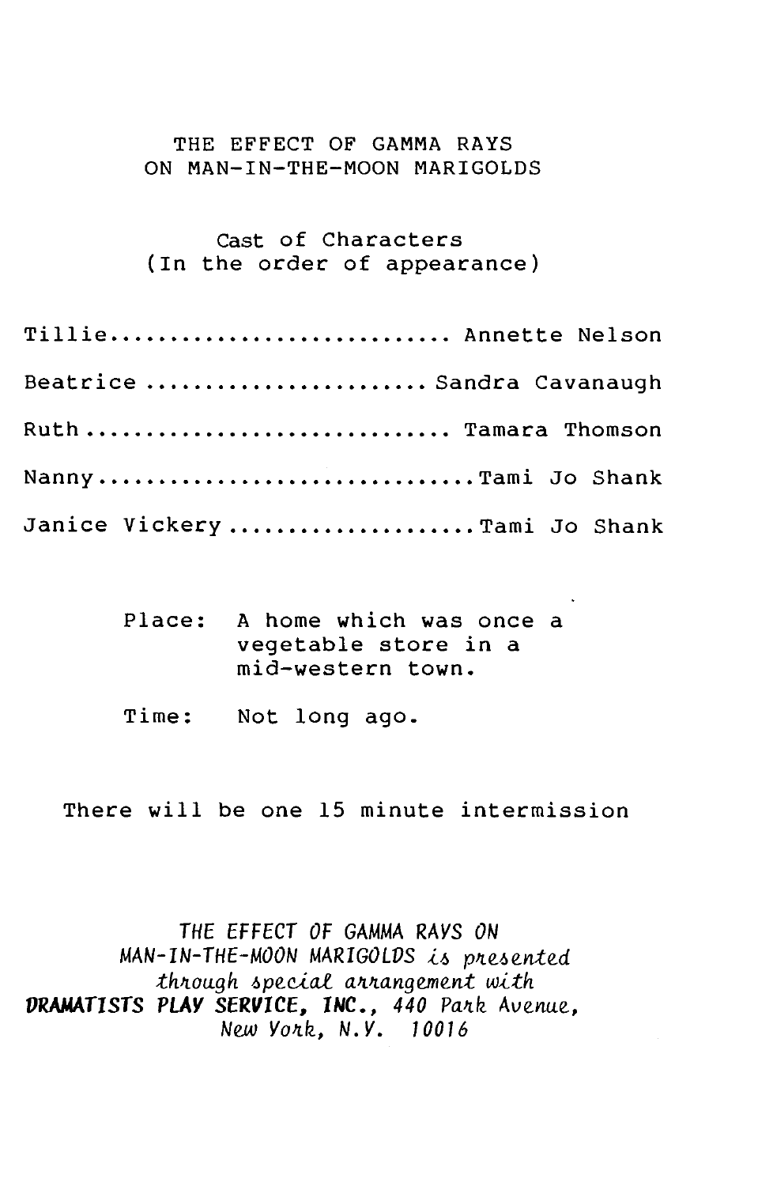# THE EFFECT OF GAMMA RAYS ON MAN-IN-THE-MOON MARIGOLDS

## Cast of Characters
(In the order of appearance)

Tillie............................ Annette Nelson

Beatrice ....................... Sandra Cavanaugh

Ruth ............................ Tamara Thomson

Nanny.............................Tami Jo Shank

Janice Vickery....................Tami Jo Shank

Place: A home which was once a vegetable store in a mid-western town.

Time: Not long ago.

There will be one 15 minute intermission

*THE EFFECT OF GAMMA RAYS ON MAN-IN-THE-MOON MARIGOLDS is presented through special arrangement with* ***DRAMATISTS PLAY SERVICE, INC.****, 440 Park Avenue, New York, N.Y. 10016*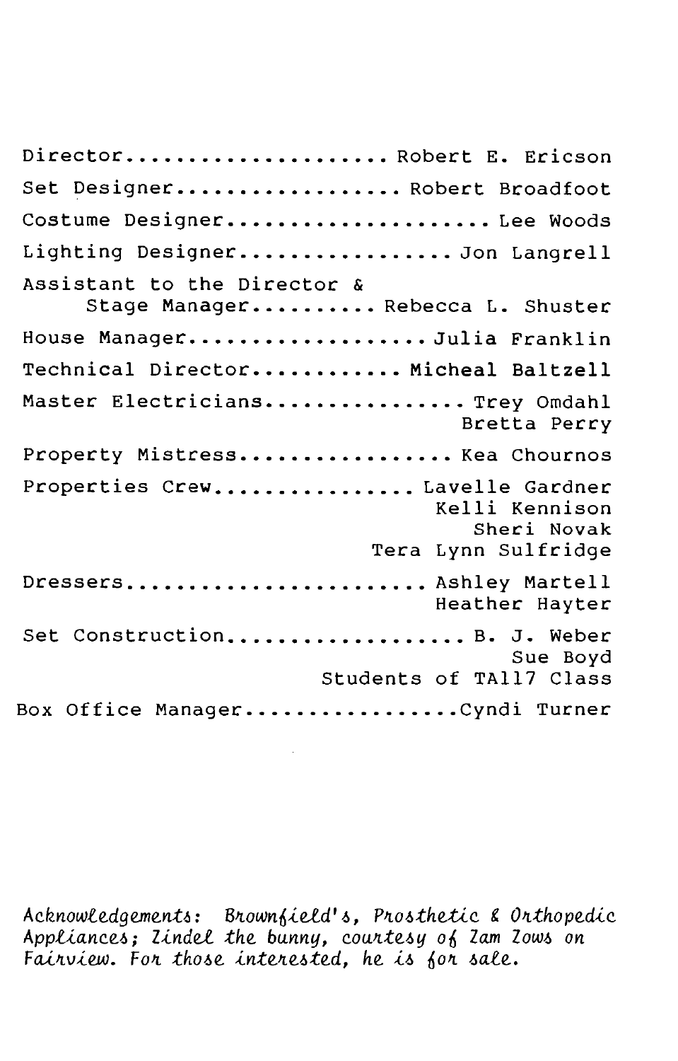Director..................... Robert E. Ericson

Set Designer.................. Robert Broadfoot

Costume Designer..................... Lee Woods

Lighting Designer................. Jon Langrell

Assistant to the Director &
Stage Manager.......... Rebecca L. Shuster

House Manager................... Julia Franklin

Technical Director............ Micheal Baltzell

Master Electricians................ Trey Omdahl
Bretta Perry

Property Mistress................. Kea Chournos

Properties Crew................ Lavelle Gardner
Kelli Kennison
Sheri Novak
Tera Lynn Sulfridge

Dressers........................ Ashley Martell
Heather Hayter

Set Construction.................. B. J. Weber
Sue Boyd
Students of TA117 Class

Box Office Manager.................Cyndi Turner

*Acknowledgements: Brownfield's, Prosthetic & Orthopedic Appliances; Zindel the bunny, courtesy of Zam Zows on Fairview. For those interested, he is for sale.*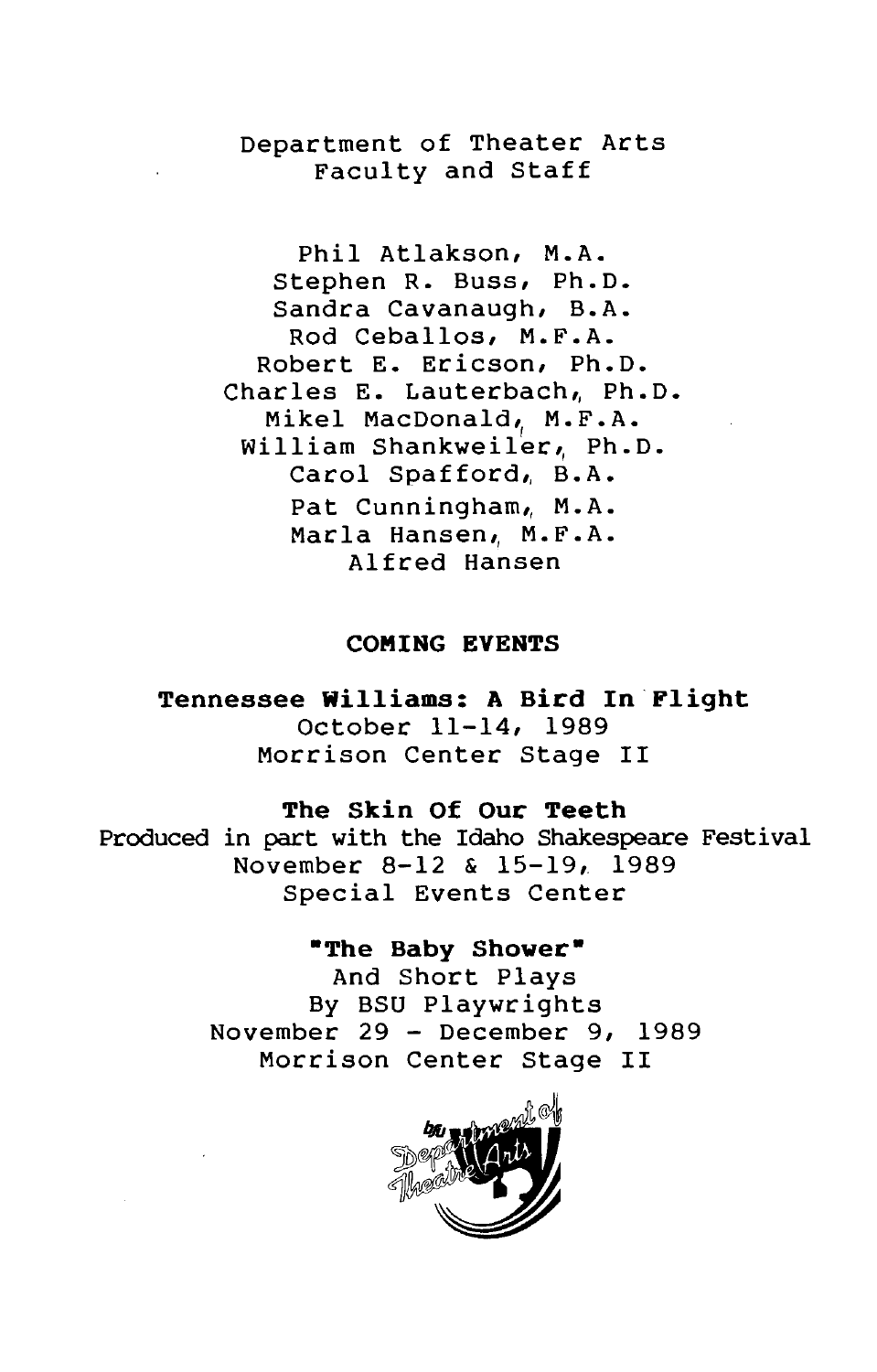Department of Theater Arts
Faculty and Staff

Phil Atlakson, M.A.
Stephen R. Buss, Ph.D.
Sandra Cavanaugh, B.A.
Rod Ceballos, M.F.A.
Robert E. Ericson, Ph.D.
Charles E. Lauterbach, Ph.D.
Mikel MacDonald, M.F.A.
William Shankweiler, Ph.D.
Carol Spafford, B.A.
Pat Cunningham, M.A.
Marla Hansen, M.F.A.
Alfred Hansen

**COMING EVENTS**

**Tennessee Williams: A Bird In Flight**
October 11-14, 1989
Morrison Center Stage II

**The Skin Of Our Teeth**
Produced in part with the Idaho Shakespeare Festival
November 8-12 & 15-19, 1989
Special Events Center

**"The Baby Shower"**
And Short Plays
By BSU Playwrights
November 29 - December 9, 1989
Morrison Center Stage II